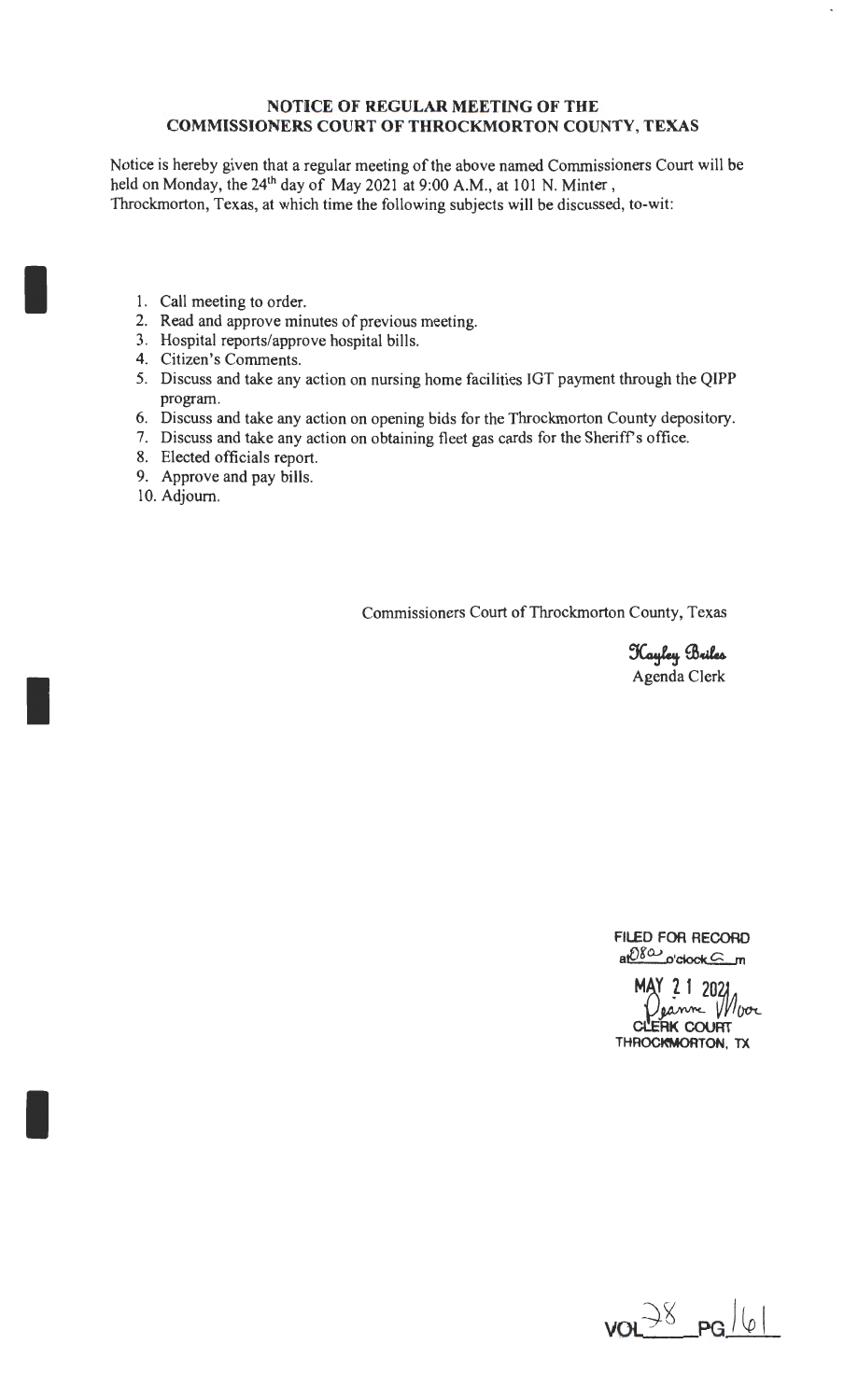**NOTICE OF REGULAR MEETING OF THE COMMISSIONERS COURT OF THROCKMORTON COUNTY, TEXAS**

Notice is hereby given that a regular meeting of the above named Commissioners Court will be held on Monday, the 24th day of May 2021 at 9:00 A.M., at 101 N. Minter, Throckmorton, Texas, at which time the following subjects will be discussed, to-wit:

1. Call meeting to order.
2. Read and approve minutes of previous meeting.
3. Hospital reports/approve hospital bills.
4. Citizen's Comments.
5. Discuss and take any action on nursing home facilities IGT payment through the QIPP program.
6. Discuss and take any action on opening bids for the Throckmorton County depository.
7. Discuss and take any action on obtaining fleet gas cards for the Sheriff's office.
8. Elected officials report.
9. Approve and pay bills.
10. Adjourn.

Commissioners Court of Throckmorton County, Texas

Kayley Briles
Agenda Clerk

FILED FOR RECORD
at 0800 o'clock A m
MAY 21 2021
Deanne Moor
CLERK COURT
THROCKMORTON, TX

VOL 38 PG 161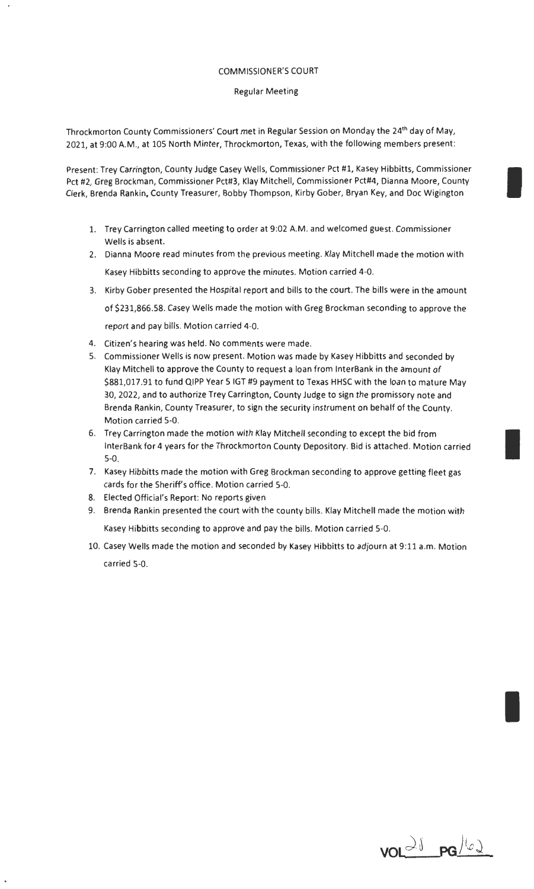COMMISSIONER'S COURT

Regular Meeting

Throckmorton County Commissioners' Court met in Regular Session on Monday the 24th day of May, 2021, at 9:00 A.M., at 105 North Minter, Throckmorton, Texas, with the following members present:

Present: Trey Carrington, County Judge Casey Wells, Commissioner Pct #1, Kasey Hibbitts, Commissioner Pct #2, Greg Brockman, Commissioner Pct#3, Klay Mitchell, Commissioner Pct#4, Dianna Moore, County Clerk, Brenda Rankin, County Treasurer, Bobby Thompson, Kirby Gober, Bryan Key, and Doc Wigington

1. Trey Carrington called meeting to order at 9:02 A.M. and welcomed guest. Commissioner Wells is absent.
2. Dianna Moore read minutes from the previous meeting. Klay Mitchell made the motion with Kasey Hibbitts seconding to approve the minutes. Motion carried 4-0.
3. Kirby Gober presented the Hospital report and bills to the court. The bills were in the amount of $231,866.58. Casey Wells made the motion with Greg Brockman seconding to approve the report and pay bills. Motion carried 4-0.
4. Citizen's hearing was held. No comments were made.
5. Commissioner Wells is now present. Motion was made by Kasey Hibbitts and seconded by Klay Mitchell to approve the County to request a loan from InterBank in the amount of $881,017.91 to fund QIPP Year 5 IGT #9 payment to Texas HHSC with the loan to mature May 30, 2022, and to authorize Trey Carrington, County Judge to sign the promissory note and Brenda Rankin, County Treasurer, to sign the security instrument on behalf of the County. Motion carried 5-0.
6. Trey Carrington made the motion with Klay Mitchell seconding to except the bid from InterBank for 4 years for the Throckmorton County Depository. Bid is attached. Motion carried 5-0.
7. Kasey Hibbitts made the motion with Greg Brockman seconding to approve getting fleet gas cards for the Sheriff's office. Motion carried 5-0.
8. Elected Official's Report: No reports given
9. Brenda Rankin presented the court with the county bills. Klay Mitchell made the motion with Kasey Hibbitts seconding to approve and pay the bills. Motion carried 5-0.
10. Casey Wells made the motion and seconded by Kasey Hibbitts to adjourn at 9:11 a.m. Motion carried 5-0.

VOL 21 PG 162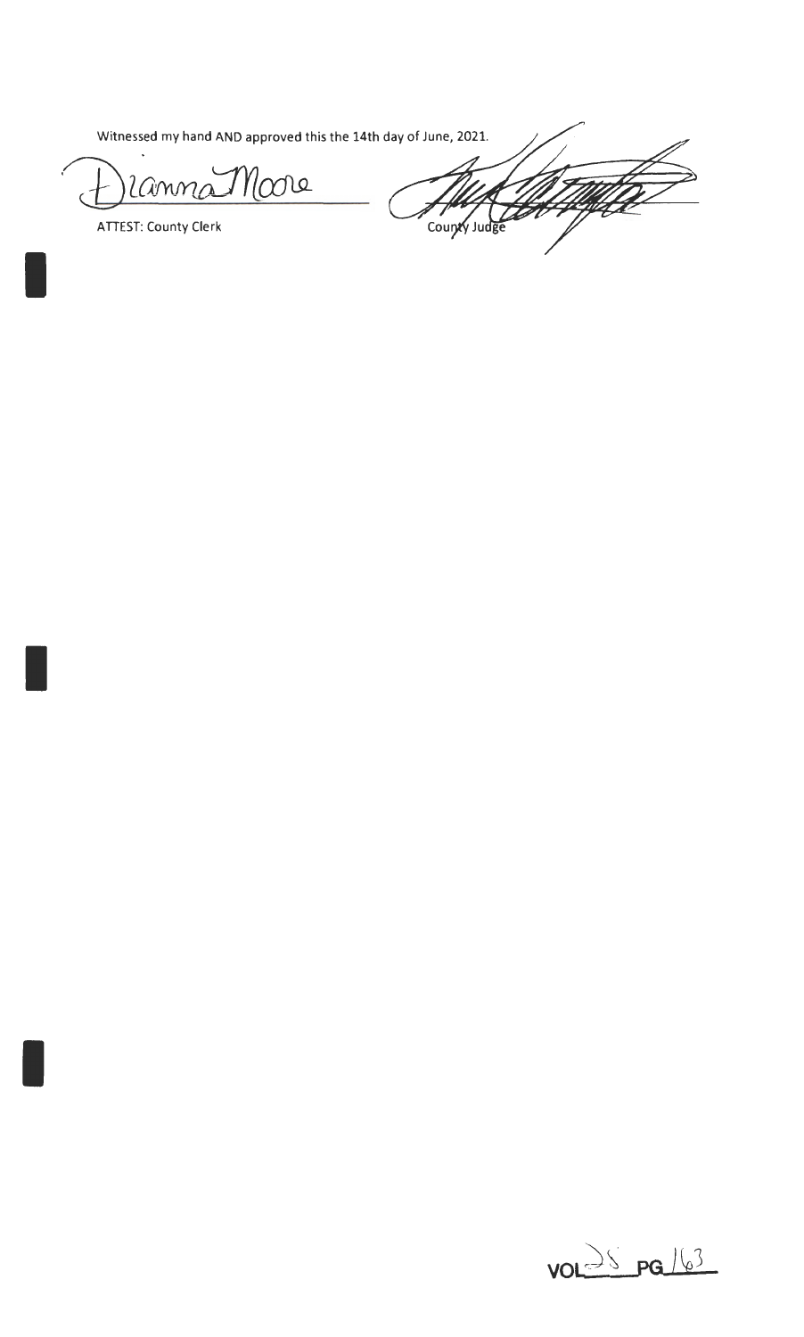Witnessed my hand AND approved this the 14th day of June, 2021.

Dianna Moore

ATTEST: County Clerk

County Judge

VOL 25 PG 163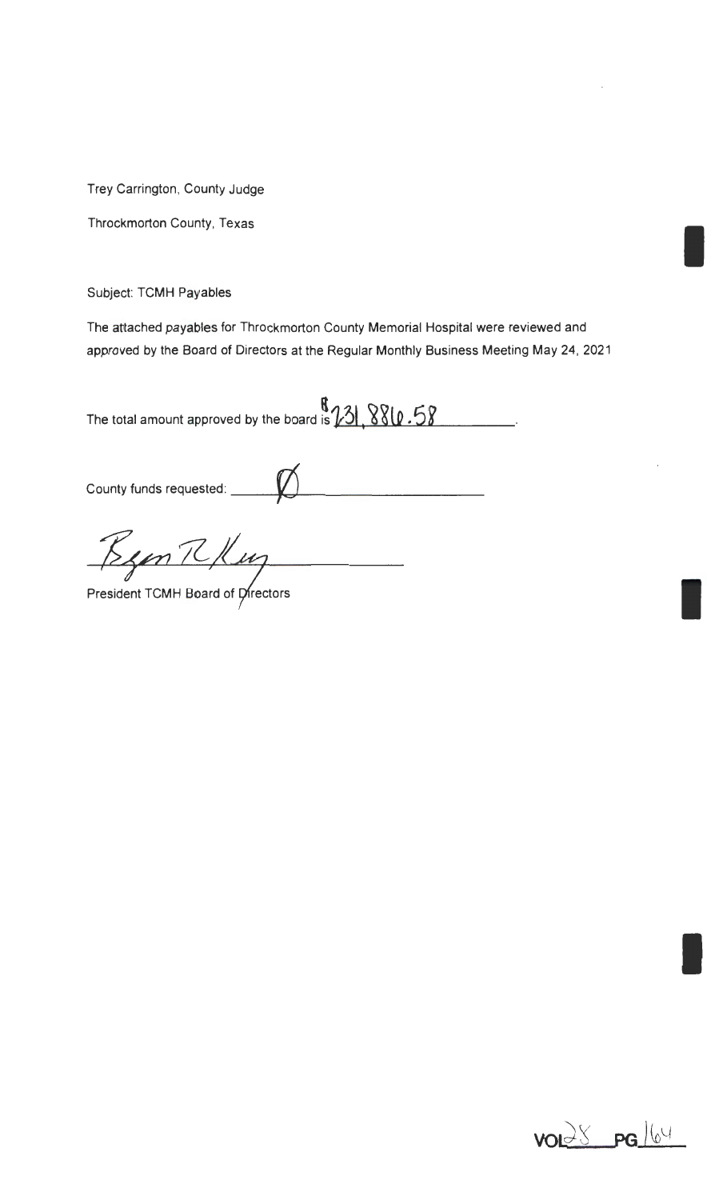Trey Carrington, County Judge

Throckmorton County, Texas

Subject: TCMH Payables

The attached payables for Throckmorton County Memorial Hospital were reviewed and approved by the Board of Directors at the Regular Monthly Business Meeting May 24, 2021

The total amount approved by the board is $231,886.58.

County funds requested: Ø

President TCMH Board of Directors

VOL 28 PG 164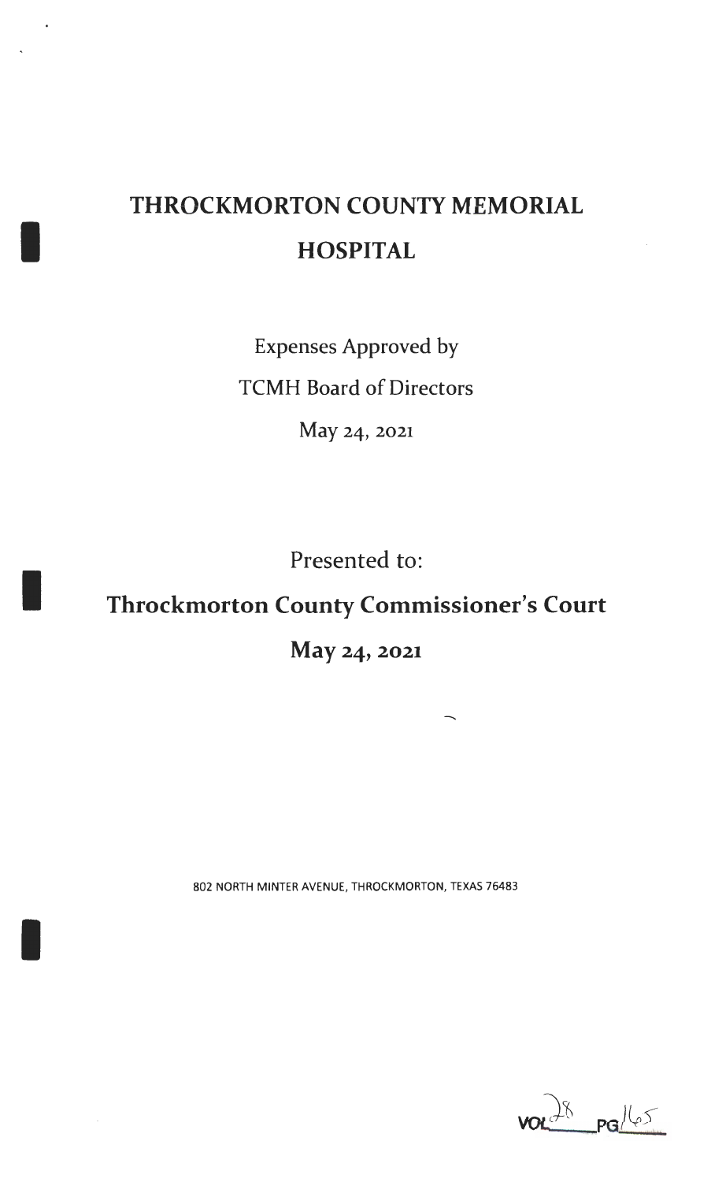# THROCKMORTON COUNTY MEMORIAL HOSPITAL

Expenses Approved by

TCMH Board of Directors

May 24, 2021

Presented to:

## Throckmorton County Commissioner's Court

## May 24, 2021

802 NORTH MINTER AVENUE, THROCKMORTON, TEXAS 76483

VOL 28 PG 165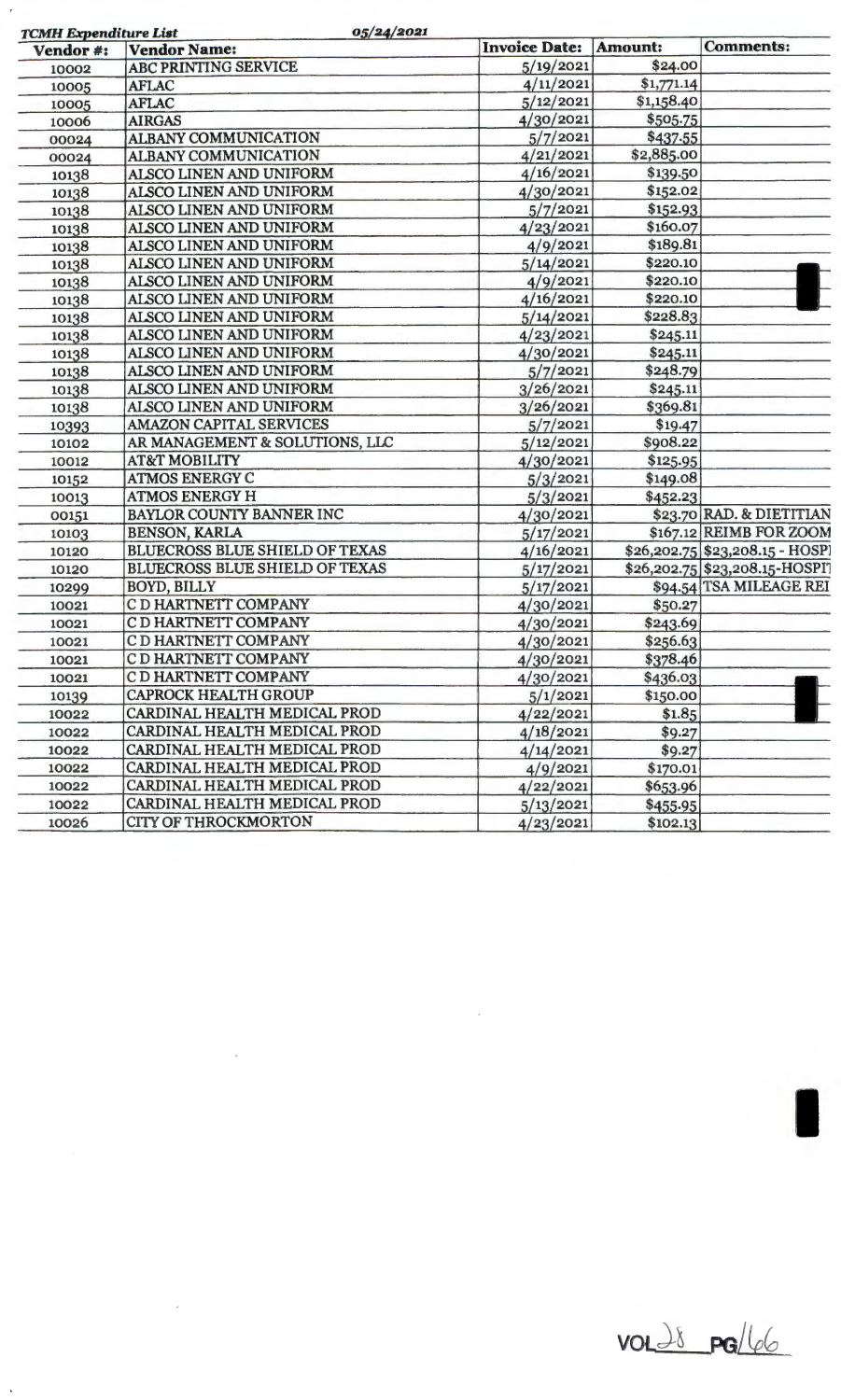*TCMH Expenditure List* *05/24/2021*

| Vendor #: | Vendor Name: | Invoice Date: | Amount: | Comments: |
|---|---|---|---|---|
| 10002 | ABC PRINTING SERVICE | 5/19/2021 | $24.00 | |
| 10005 | AFLAC | 4/11/2021 | $1,771.14 | |
| 10005 | AFLAC | 5/12/2021 | $1,158.40 | |
| 10006 | AIRGAS | 4/30/2021 | $505.75 | |
| 00024 | ALBANY COMMUNICATION | 5/7/2021 | $437.55 | |
| 00024 | ALBANY COMMUNICATION | 4/21/2021 | $2,885.00 | |
| 10138 | ALSCO LINEN AND UNIFORM | 4/16/2021 | $139.50 | |
| 10138 | ALSCO LINEN AND UNIFORM | 4/30/2021 | $152.02 | |
| 10138 | ALSCO LINEN AND UNIFORM | 5/7/2021 | $152.93 | |
| 10138 | ALSCO LINEN AND UNIFORM | 4/23/2021 | $160.07 | |
| 10138 | ALSCO LINEN AND UNIFORM | 4/9/2021 | $189.81 | |
| 10138 | ALSCO LINEN AND UNIFORM | 5/14/2021 | $220.10 | |
| 10138 | ALSCO LINEN AND UNIFORM | 4/9/2021 | $220.10 | |
| 10138 | ALSCO LINEN AND UNIFORM | 4/16/2021 | $220.10 | |
| 10138 | ALSCO LINEN AND UNIFORM | 5/14/2021 | $228.83 | |
| 10138 | ALSCO LINEN AND UNIFORM | 4/23/2021 | $245.11 | |
| 10138 | ALSCO LINEN AND UNIFORM | 4/30/2021 | $245.11 | |
| 10138 | ALSCO LINEN AND UNIFORM | 5/7/2021 | $248.79 | |
| 10138 | ALSCO LINEN AND UNIFORM | 3/26/2021 | $245.11 | |
| 10138 | ALSCO LINEN AND UNIFORM | 3/26/2021 | $369.81 | |
| 10393 | AMAZON CAPITAL SERVICES | 5/7/2021 | $19.47 | |
| 10102 | AR MANAGEMENT & SOLUTIONS, LLC | 5/12/2021 | $908.22 | |
| 10012 | AT&T MOBILITY | 4/30/2021 | $125.95 | |
| 10152 | ATMOS ENERGY C | 5/3/2021 | $149.08 | |
| 10013 | ATMOS ENERGY H | 5/3/2021 | $452.23 | |
| 00151 | BAYLOR COUNTY BANNER INC | 4/30/2021 | $23.70 | RAD. & DIETITIAN |
| 10103 | BENSON, KARLA | 5/17/2021 | $167.12 | REIMB FOR ZOOM |
| 10120 | BLUECROSS BLUE SHIELD OF TEXAS | 4/16/2021 | $26,202.75 | $23,208.15 - HOSPI |
| 10120 | BLUECROSS BLUE SHIELD OF TEXAS | 5/17/2021 | $26,202.75 | $23,208.15-HOSPI |
| 10299 | BOYD, BILLY | 5/17/2021 | $94.54 | TSA MILEAGE REI |
| 10021 | C D HARTNETT COMPANY | 4/30/2021 | $50.27 | |
| 10021 | C D HARTNETT COMPANY | 4/30/2021 | $243.69 | |
| 10021 | C D HARTNETT COMPANY | 4/30/2021 | $256.63 | |
| 10021 | C D HARTNETT COMPANY | 4/30/2021 | $378.46 | |
| 10021 | C D HARTNETT COMPANY | 4/30/2021 | $436.03 | |
| 10139 | CAPROCK HEALTH GROUP | 5/1/2021 | $150.00 | |
| 10022 | CARDINAL HEALTH MEDICAL PROD | 4/22/2021 | $1.85 | |
| 10022 | CARDINAL HEALTH MEDICAL PROD | 4/18/2021 | $9.27 | |
| 10022 | CARDINAL HEALTH MEDICAL PROD | 4/14/2021 | $9.27 | |
| 10022 | CARDINAL HEALTH MEDICAL PROD | 4/9/2021 | $170.01 | |
| 10022 | CARDINAL HEALTH MEDICAL PROD | 4/22/2021 | $653.96 | |
| 10022 | CARDINAL HEALTH MEDICAL PROD | 5/13/2021 | $455.95 | |
| 10026 | CITY OF THROCKMORTON | 4/23/2021 | $102.13 | |

VOL 28 PG 166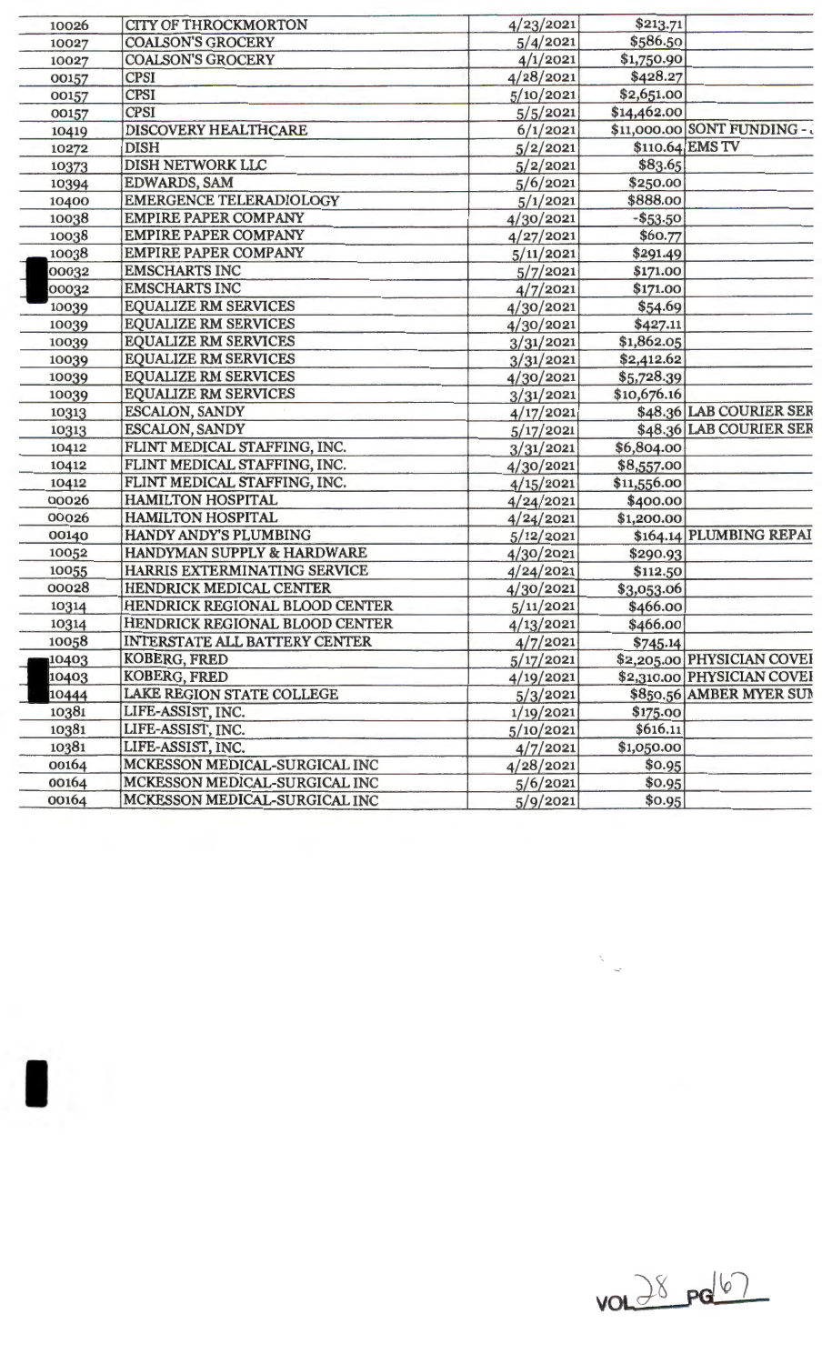| | | | | |
|---|---|---|---|---|
| 10026 | CITY OF THROCKMORTON | 4/23/2021 | $213.71 | |
| 10027 | COALSON'S GROCERY | 5/4/2021 | $586.50 | |
| 10027 | COALSON'S GROCERY | 4/1/2021 | $1,750.90 | |
| 00157 | CPSI | 4/28/2021 | $428.27 | |
| 00157 | CPSI | 5/10/2021 | $2,651.00 | |
| 00157 | CPSI | 5/5/2021 | $14,462.00 | |
| 10419 | DISCOVERY HEALTHCARE | 6/1/2021 | $11,000.00 | SONT FUNDING - . |
| 10272 | DISH | 5/2/2021 | $110.64 | EMS TV |
| 10373 | DISH NETWORK LLC | 5/2/2021 | $83.65 | |
| 10394 | EDWARDS, SAM | 5/6/2021 | $250.00 | |
| 10400 | EMERGENCE TELERADIOLOGY | 5/1/2021 | $888.00 | |
| 10038 | EMPIRE PAPER COMPANY | 4/30/2021 | -$53.50 | |
| 10038 | EMPIRE PAPER COMPANY | 4/27/2021 | $60.77 | |
| 10038 | EMPIRE PAPER COMPANY | 5/11/2021 | $291.49 | |
| 00032 | EMSCHARTS INC | 5/7/2021 | $171.00 | |
| 00032 | EMSCHARTS INC | 4/7/2021 | $171.00 | |
| 10039 | EQUALIZE RM SERVICES | 4/30/2021 | $54.69 | |
| 10039 | EQUALIZE RM SERVICES | 4/30/2021 | $427.11 | |
| 10039 | EQUALIZE RM SERVICES | 3/31/2021 | $1,862.05 | |
| 10039 | EQUALIZE RM SERVICES | 3/31/2021 | $2,412.62 | |
| 10039 | EQUALIZE RM SERVICES | 4/30/2021 | $5,728.39 | |
| 10039 | EQUALIZE RM SERVICES | 3/31/2021 | $10,676.16 | |
| 10313 | ESCALON, SANDY | 4/17/2021 | $48.36 | LAB COURIER SER |
| 10313 | ESCALON, SANDY | 5/17/2021 | $48.36 | LAB COURIER SER |
| 10412 | FLINT MEDICAL STAFFING, INC. | 3/31/2021 | $6,804.00 | |
| 10412 | FLINT MEDICAL STAFFING, INC. | 4/30/2021 | $8,557.00 | |
| 10412 | FLINT MEDICAL STAFFING, INC. | 4/15/2021 | $11,556.00 | |
| 00026 | HAMILTON HOSPITAL | 4/24/2021 | $400.00 | |
| 00026 | HAMILTON HOSPITAL | 4/24/2021 | $1,200.00 | |
| 00140 | HANDY ANDY'S PLUMBING | 5/12/2021 | $164.14 | PLUMBING REPAI |
| 10052 | HANDYMAN SUPPLY & HARDWARE | 4/30/2021 | $290.93 | |
| 10055 | HARRIS EXTERMINATING SERVICE | 4/24/2021 | $112.50 | |
| 00028 | HENDRICK MEDICAL CENTER | 4/30/2021 | $3,053.06 | |
| 10314 | HENDRICK REGIONAL BLOOD CENTER | 5/11/2021 | $466.00 | |
| 10314 | HENDRICK REGIONAL BLOOD CENTER | 4/13/2021 | $466.00 | |
| 10058 | INTERSTATE ALL BATTERY CENTER | 4/7/2021 | $745.14 | |
| 10403 | KOBERG, FRED | 5/17/2021 | $2,205.00 | PHYSICIAN COVEI |
| 10403 | KOBERG, FRED | 4/19/2021 | $2,310.00 | PHYSICIAN COVEI |
| 10444 | LAKE REGION STATE COLLEGE | 5/3/2021 | $850.56 | AMBER MYER SUN |
| 10381 | LIFE-ASSIST, INC. | 1/19/2021 | $175.00 | |
| 10381 | LIFE-ASSIST, INC. | 5/10/2021 | $616.11 | |
| 10381 | LIFE-ASSIST, INC. | 4/7/2021 | $1,050.00 | |
| 00164 | MCKESSON MEDICAL-SURGICAL INC | 4/28/2021 | $0.95 | |
| 00164 | MCKESSON MEDICAL-SURGICAL INC | 5/6/2021 | $0.95 | |
| 00164 | MCKESSON MEDICAL-SURGICAL INC | 5/9/2021 | $0.95 | |

VOL 28 PG 167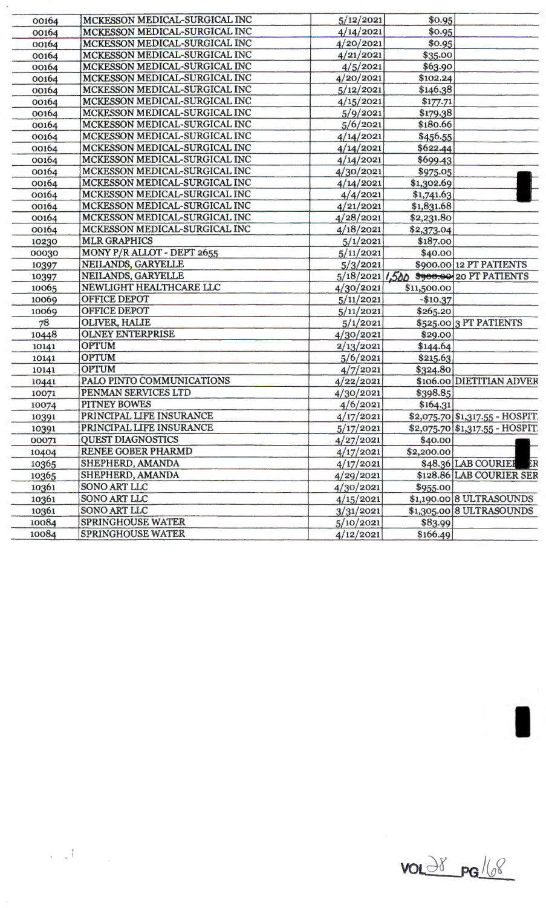| | | | | |
|---|---|---|---|---|
| 00164 | MCKESSON MEDICAL-SURGICAL INC | 5/12/2021 | $0.95 | |
| 00164 | MCKESSON MEDICAL-SURGICAL INC | 4/14/2021 | $0.95 | |
| 00164 | MCKESSON MEDICAL-SURGICAL INC | 4/20/2021 | $0.95 | |
| 00164 | MCKESSON MEDICAL-SURGICAL INC | 4/21/2021 | $35.00 | |
| 00164 | MCKESSON MEDICAL-SURGICAL INC | 4/5/2021 | $63.90 | |
| 00164 | MCKESSON MEDICAL-SURGICAL INC | 4/20/2021 | $102.24 | |
| 00164 | MCKESSON MEDICAL-SURGICAL INC | 5/12/2021 | $146.38 | |
| 00164 | MCKESSON MEDICAL-SURGICAL INC | 4/15/2021 | $177.71 | |
| 00164 | MCKESSON MEDICAL-SURGICAL INC | 5/9/2021 | $179.38 | |
| 00164 | MCKESSON MEDICAL-SURGICAL INC | 5/6/2021 | $180.66 | |
| 00164 | MCKESSON MEDICAL-SURGICAL INC | 4/14/2021 | $456.55 | |
| 00164 | MCKESSON MEDICAL-SURGICAL INC | 4/14/2021 | $622.44 | |
| 00164 | MCKESSON MEDICAL-SURGICAL INC | 4/14/2021 | $699.43 | |
| 00164 | MCKESSON MEDICAL-SURGICAL INC | 4/30/2021 | $975.05 | |
| 00164 | MCKESSON MEDICAL-SURGICAL INC | 4/14/2021 | $1,302.69 | |
| 00164 | MCKESSON MEDICAL-SURGICAL INC | 4/4/2021 | $1,741.63 | |
| 00164 | MCKESSON MEDICAL-SURGICAL INC | 4/21/2021 | $1,831.68 | |
| 00164 | MCKESSON MEDICAL-SURGICAL INC | 4/28/2021 | $2,231.80 | |
| 00164 | MCKESSON MEDICAL-SURGICAL INC | 4/18/2021 | $2,373.04 | |
| 10230 | MLR GRAPHICS | 5/1/2021 | $187.00 | |
| 00030 | MONY P/R ALLOT - DEPT 2655 | 5/11/2021 | $40.00 | |
| 10397 | NEILANDS, GARYELLE | 5/3/2021 | $900.00 | 12 PT PATIENTS |
| 10397 | NEILANDS, GARYELLE | 5/18/2021 | 1,500 ~~$900.00~~ | 20 PT PATIENTS |
| 10065 | NEWLIGHT HEALTHCARE LLC | 4/30/2021 | $11,500.00 | |
| 10069 | OFFICE DEPOT | 5/11/2021 | -$10.37 | |
| 10069 | OFFICE DEPOT | 5/11/2021 | $265.20 | |
| 78 | OLIVER, HALIE | 5/1/2021 | $525.00 | 3 PT PATIENTS |
| 10448 | OLNEY ENTERPRISE | 4/30/2021 | $29.00 | |
| 10141 | OPTUM | 2/13/2021 | $144.64 | |
| 10141 | OPTUM | 5/6/2021 | $215.63 | |
| 10141 | OPTUM | 4/7/2021 | $324.80 | |
| 10441 | PALO PINTO COMMUNICATIONS | 4/22/2021 | $106.00 | DIETITIAN ADVER |
| 10071 | PENMAN SERVICES LTD | 4/30/2021 | $398.85 | |
| 10074 | PITNEY BOWES | 4/6/2021 | $164.31 | |
| 10391 | PRINCIPAL LIFE INSURANCE | 4/17/2021 | $2,075.70 | $1,317.55 - HOSPIT. |
| 10391 | PRINCIPAL LIFE INSURANCE | 5/17/2021 | $2,075.70 | $1,317.55 - HOSPIT. |
| 00071 | QUEST DIAGNOSTICS | 4/27/2021 | $40.00 | |
| 10404 | RENEE GOBER PHARMD | 4/17/2021 | $2,200.00 | |
| 10365 | SHEPHERD, AMANDA | 4/17/2021 | $48.36 | LAB COURIER SER |
| 10365 | SHEPHERD, AMANDA | 4/29/2021 | $128.86 | LAB COURIER SER |
| 10361 | SONO ART LLC | 4/30/2021 | $955.00 | |
| 10361 | SONO ART LLC | 4/15/2021 | $1,190.00 | 8 ULTRASOUNDS |
| 10361 | SONO ART LLC | 3/31/2021 | $1,305.00 | 8 ULTRASOUNDS |
| 10084 | SPRINGHOUSE WATER | 5/10/2021 | $83.99 | |
| 10084 | SPRINGHOUSE WATER | 4/12/2021 | $166.49 | |

VOL 38 PG 168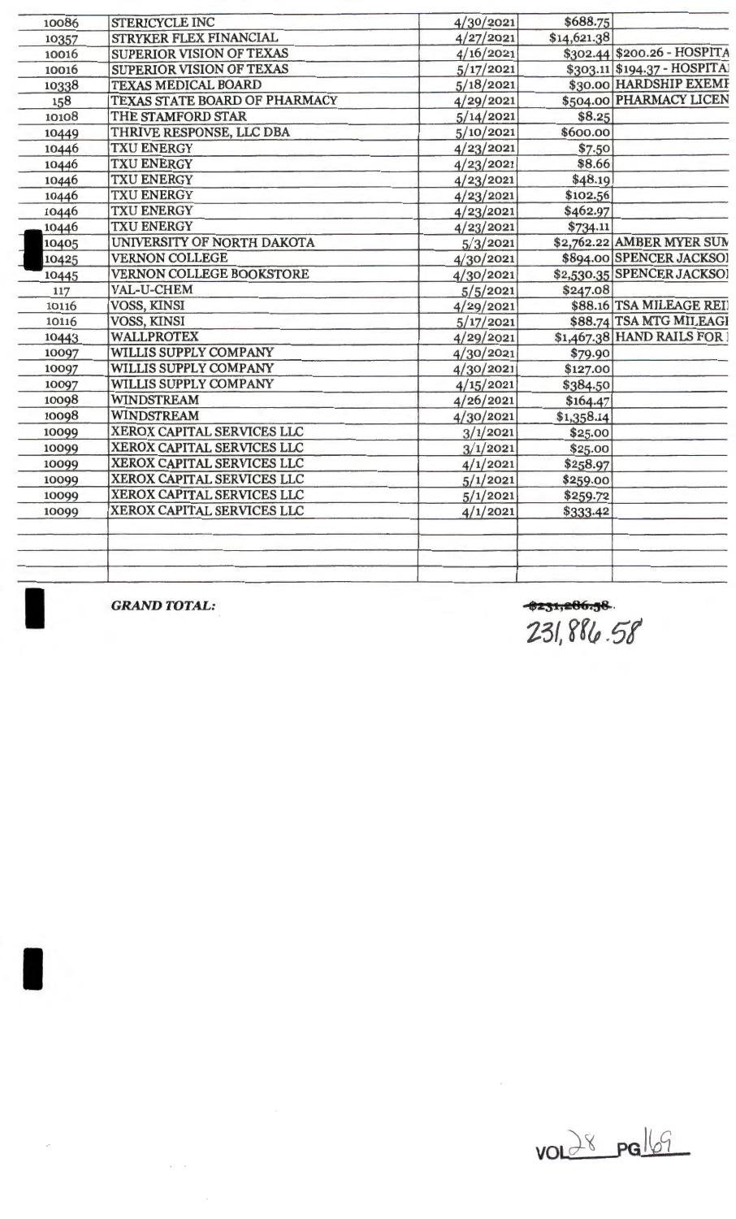| | | | | |
|---|---|---|---|---|
| 10086 | STERICYCLE INC | 4/30/2021 | $688.75 | |
| 10357 | STRYKER FLEX FINANCIAL | 4/27/2021 | $14,621.38 | |
| 10016 | SUPERIOR VISION OF TEXAS | 4/16/2021 | $302.44 | $200.26 - HOSPITA |
| 10016 | SUPERIOR VISION OF TEXAS | 5/17/2021 | $303.11 | $194.37 - HOSPITA |
| 10338 | TEXAS MEDICAL BOARD | 5/18/2021 | $30.00 | HARDSHIP EXEMP |
| 158 | TEXAS STATE BOARD OF PHARMACY | 4/29/2021 | $504.00 | PHARMACY LICEN |
| 10108 | THE STAMFORD STAR | 5/14/2021 | $8.25 | |
| 10449 | THRIVE RESPONSE, LLC DBA | 5/10/2021 | $600.00 | |
| 10446 | TXU ENERGY | 4/23/2021 | $7.50 | |
| 10446 | TXU ENERGY | 4/23/2021 | $8.66 | |
| 10446 | TXU ENERGY | 4/23/2021 | $48.19 | |
| 10446 | TXU ENERGY | 4/23/2021 | $102.56 | |
| 10446 | TXU ENERGY | 4/23/2021 | $462.97 | |
| 10446 | TXU ENERGY | 4/23/2021 | $734.11 | |
| 10405 | UNIVERSITY OF NORTH DAKOTA | 5/3/2021 | $2,762.22 | AMBER MYER SUM |
| 10425 | VERNON COLLEGE | 4/30/2021 | $894.00 | SPENCER JACKSO |
| 10445 | VERNON COLLEGE BOOKSTORE | 4/30/2021 | $2,530.35 | SPENCER JACKSO |
| 117 | VAL-U-CHEM | 5/5/2021 | $247.08 | |
| 10116 | VOSS, KINSI | 4/29/2021 | $88.16 | TSA MILEAGE REI |
| 10116 | VOSS, KINSI | 5/17/2021 | $88.74 | TSA MTG MILEAGE |
| 10443 | WALLPROTEX | 4/29/2021 | $1,467.38 | HAND RAILS FOR |
| 10097 | WILLIS SUPPLY COMPANY | 4/30/2021 | $79.90 | |
| 10097 | WILLIS SUPPLY COMPANY | 4/30/2021 | $127.00 | |
| 10097 | WILLIS SUPPLY COMPANY | 4/15/2021 | $384.50 | |
| 10098 | WINDSTREAM | 4/26/2021 | $164.47 | |
| 10098 | WINDSTREAM | 4/30/2021 | $1,358.14 | |
| 10099 | XEROX CAPITAL SERVICES LLC | 3/1/2021 | $25.00 | |
| 10099 | XEROX CAPITAL SERVICES LLC | 3/1/2021 | $25.00 | |
| 10099 | XEROX CAPITAL SERVICES LLC | 4/1/2021 | $258.97 | |
| 10099 | XEROX CAPITAL SERVICES LLC | 5/1/2021 | $259.00 | |
| 10099 | XEROX CAPITAL SERVICES LLC | 5/1/2021 | $259.72 | |
| 10099 | XEROX CAPITAL SERVICES LLC | 4/1/2021 | $333.42 | |

***GRAND TOTAL:*** ~~$231,286.58~~ 231,886.58

VOL 28 PG 169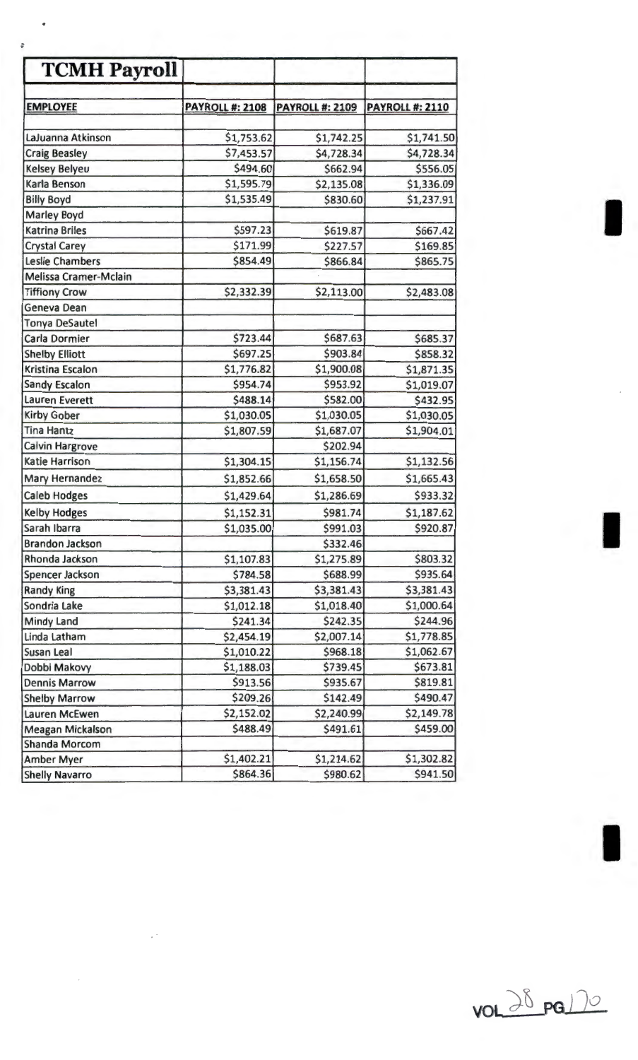# TCMH Payroll

| EMPLOYEE | PAYROLL #: 2108 | PAYROLL #: 2109 | PAYROLL #: 2110 |
|---|---|---|---|
| LaJuanna Atkinson | $1,753.62 | $1,742.25 | $1,741.50 |
| Craig Beasley | $7,453.57 | $4,728.34 | $4,728.34 |
| Kelsey Belyeu | $494.60 | $662.94 | $556.05 |
| Karla Benson | $1,595.79 | $2,135.08 | $1,336.09 |
| Billy Boyd | $1,535.49 | $830.60 | $1,237.91 |
| Marley Boyd | | | |
| Katrina Briles | $597.23 | $619.87 | $667.42 |
| Crystal Carey | $171.99 | $227.57 | $169.85 |
| Leslie Chambers | $854.49 | $866.84 | $865.75 |
| Melissa Cramer-Mclain | | | |
| Tiffiony Crow | $2,332.39 | $2,113.00 | $2,483.08 |
| Geneva Dean | | | |
| Tonya DeSautel | | | |
| Carla Dormier | $723.44 | $687.63 | $685.37 |
| Shelby Elliott | $697.25 | $903.84 | $858.32 |
| Kristina Escalon | $1,776.82 | $1,900.08 | $1,871.35 |
| Sandy Escalon | $954.74 | $953.92 | $1,019.07 |
| Lauren Everett | $488.14 | $582.00 | $432.95 |
| Kirby Gober | $1,030.05 | $1,030.05 | $1,030.05 |
| Tina Hantz | $1,807.59 | $1,687.07 | $1,904.01 |
| Calvin Hargrove | | $202.94 | |
| Katie Harrison | $1,304.15 | $1,156.74 | $1,132.56 |
| Mary Hernandez | $1,852.66 | $1,658.50 | $1,665.43 |
| Caleb Hodges | $1,429.64 | $1,286.69 | $933.32 |
| Kelby Hodges | $1,152.31 | $981.74 | $1,187.62 |
| Sarah Ibarra | $1,035.00 | $991.03 | $920.87 |
| Brandon Jackson | | $332.46 | |
| Rhonda Jackson | $1,107.83 | $1,275.89 | $803.32 |
| Spencer Jackson | $784.58 | $688.99 | $935.64 |
| Randy King | $3,381.43 | $3,381.43 | $3,381.43 |
| Sondria Lake | $1,012.18 | $1,018.40 | $1,000.64 |
| Mindy Land | $241.34 | $242.35 | $244.96 |
| Linda Latham | $2,454.19 | $2,007.14 | $1,778.85 |
| Susan Leal | $1,010.22 | $968.18 | $1,062.67 |
| Dobbi Makovy | $1,188.03 | $739.45 | $673.81 |
| Dennis Marrow | $913.56 | $935.67 | $819.81 |
| Shelby Marrow | $209.26 | $142.49 | $490.47 |
| Lauren McEwen | $2,152.02 | $2,240.99 | $2,149.78 |
| Meagan Mickalson | $488.49 | $491.61 | $459.00 |
| Shanda Morcom | | | |
| Amber Myer | $1,402.21 | $1,214.62 | $1,302.82 |
| Shelly Navarro | $864.36 | $980.62 | $941.50 |

VOL 28 PG 170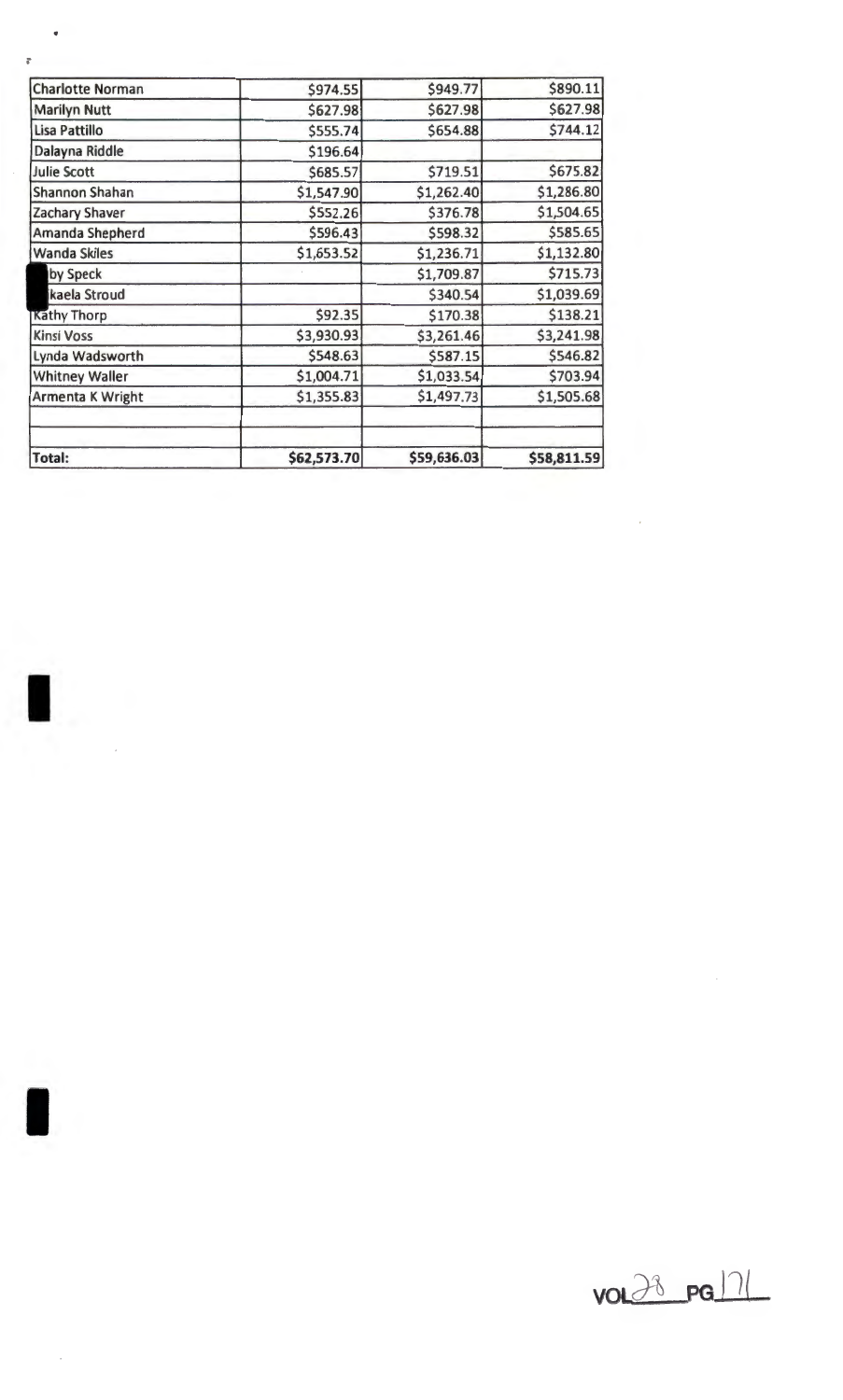| | | | |
|---|---|---|---|
| Charlotte Norman | $974.55 | $949.77 | $890.11 |
| Marilyn Nutt | $627.98 | $627.98 | $627.98 |
| Lisa Pattillo | $555.74 | $654.88 | $744.12 |
| Dalayna Riddle | $196.64 | | |
| Julie Scott | $685.57 | $719.51 | $675.82 |
| Shannon Shahan | $1,547.90 | $1,262.40 | $1,286.80 |
| Zachary Shaver | $552.26 | $376.78 | $1,504.65 |
| Amanda Shepherd | $596.43 | $598.32 | $585.65 |
| Wanda Skiles | $1,653.52 | $1,236.71 | $1,132.80 |
| by Speck | | $1,709.87 | $715.73 |
| kaela Stroud | | $340.54 | $1,039.69 |
| Kathy Thorp | $92.35 | $170.38 | $138.21 |
| Kinsi Voss | $3,930.93 | $3,261.46 | $3,241.98 |
| Lynda Wadsworth | $548.63 | $587.15 | $546.82 |
| Whitney Waller | $1,004.71 | $1,033.54 | $703.94 |
| Armenta K Wright | $1,355.83 | $1,497.73 | $1,505.68 |
| | | | |
| | | | |
| **Total:** | **$62,573.70** | **$59,636.03** | **$58,811.59** |

VOL 28 PG 171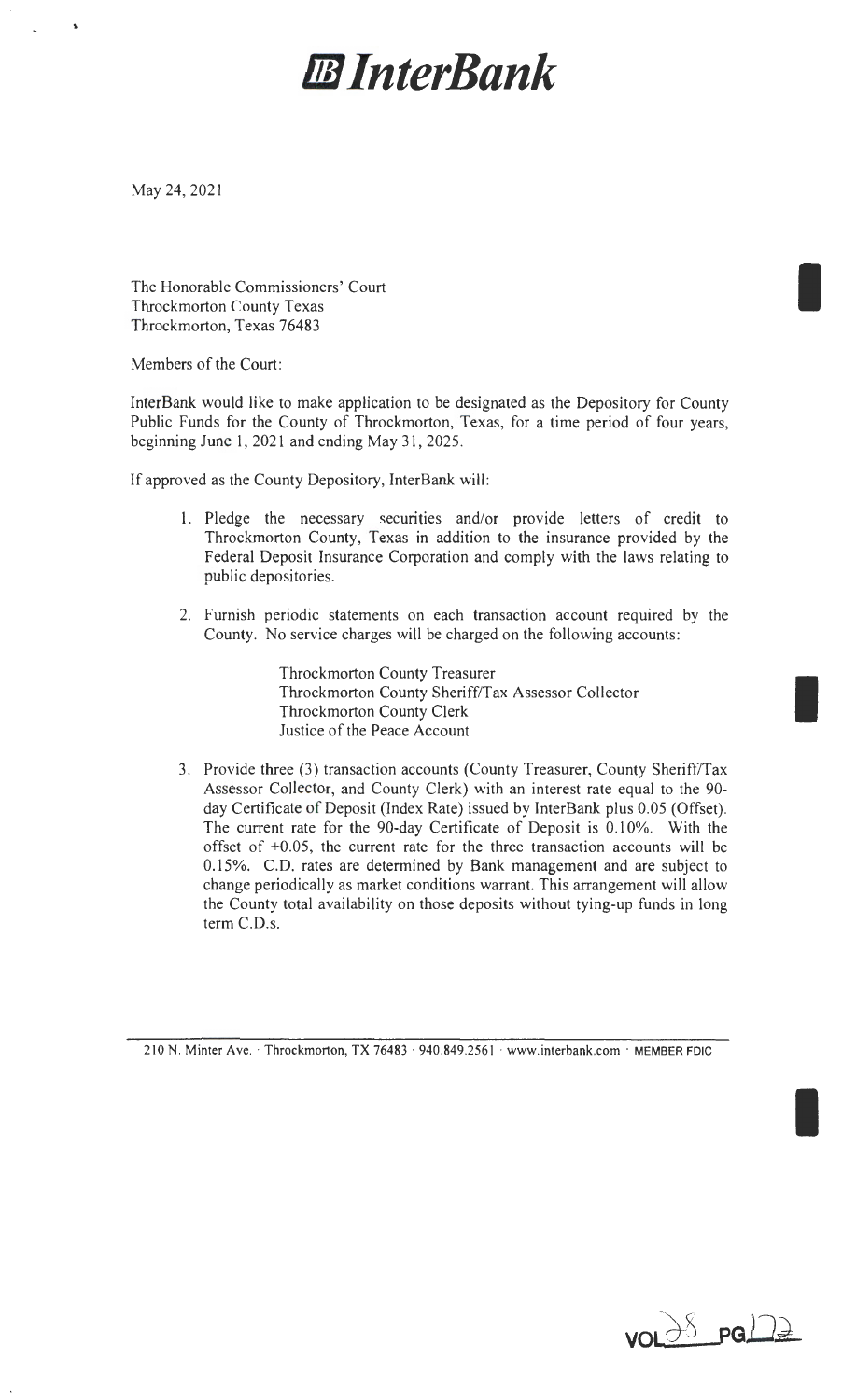# InterBank

May 24, 2021

The Honorable Commissioners' Court
Throckmorton County Texas
Throckmorton, Texas 76483

Members of the Court:

InterBank would like to make application to be designated as the Depository for County Public Funds for the County of Throckmorton, Texas, for a time period of four years, beginning June 1, 2021 and ending May 31, 2025.

If approved as the County Depository, InterBank will:

1. Pledge the necessary securities and/or provide letters of credit to Throckmorton County, Texas in addition to the insurance provided by the Federal Deposit Insurance Corporation and comply with the laws relating to public depositories.

2. Furnish periodic statements on each transaction account required by the County. No service charges will be charged on the following accounts:

   Throckmorton County Treasurer
   Throckmorton County Sheriff/Tax Assessor Collector
   Throckmorton County Clerk
   Justice of the Peace Account

3. Provide three (3) transaction accounts (County Treasurer, County Sheriff/Tax Assessor Collector, and County Clerk) with an interest rate equal to the 90-day Certificate of Deposit (Index Rate) issued by InterBank plus 0.05 (Offset). The current rate for the 90-day Certificate of Deposit is 0.10%. With the offset of +0.05, the current rate for the three transaction accounts will be 0.15%. C.D. rates are determined by Bank management and are subject to change periodically as market conditions warrant. This arrangement will allow the County total availability on those deposits without tying-up funds in long term C.D.s.

210 N. Minter Ave. · Throckmorton, TX 76483 · 940.849.2561 · www.interbank.com · MEMBER FDIC

VOL 38 PG 122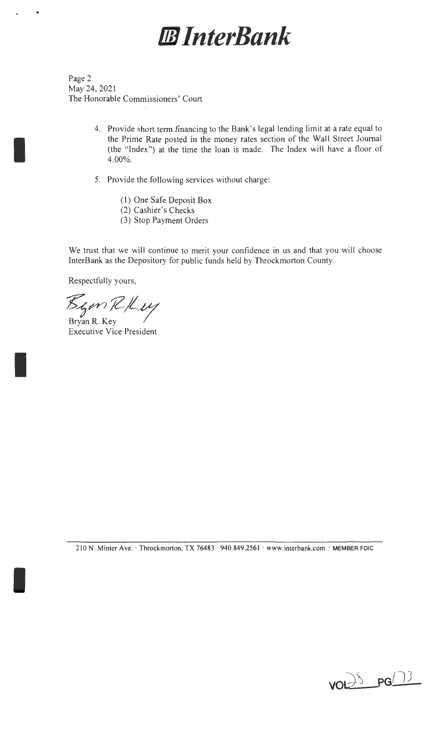# InterBank

Page 2
May 24, 2021
The Honorable Commissioners' Court

4. Provide short term financing to the Bank's legal lending limit at a rate equal to the Prime Rate posted in the money rates section of the Wall Street Journal (the "Index") at the time the loan is made. The Index will have a floor of 4.00%.

5. Provide the following services without charge:

   (1) One Safe Deposit Box
   (2) Cashier's Checks
   (3) Stop Payment Orders

We trust that we will continue to merit your confidence in us and that you will choose InterBank as the Depository for public funds held by Throckmorton County.

Respectfully yours,

Bryan R. Key
Executive Vice President

210 N. Minter Ave. · Throckmorton, TX 76483 · 940.849.2561 · www.interbank.com · MEMBER FDIC

VOL 25 PG 173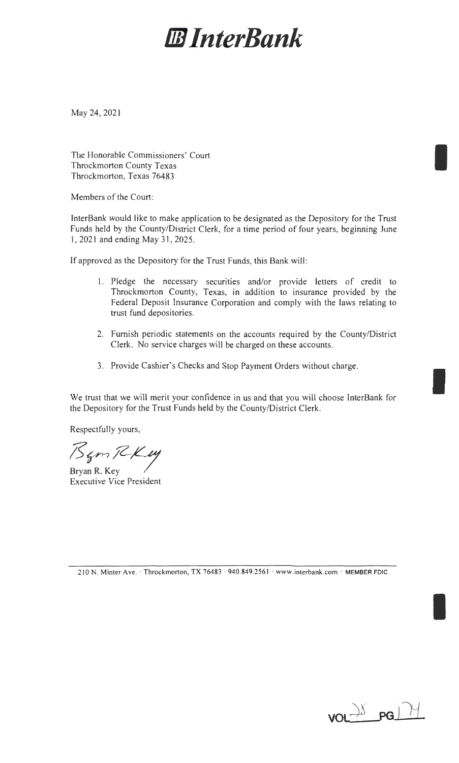# InterBank

May 24, 2021

The Honorable Commissioners' Court
Throckmorton County Texas
Throckmorton, Texas 76483

Members of the Court:

InterBank would like to make application to be designated as the Depository for the Trust Funds held by the County/District Clerk, for a time period of four years, beginning June 1, 2021 and ending May 31, 2025.

If approved as the Depository for the Trust Funds, this Bank will:

1. Pledge the necessary securities and/or provide letters of credit to Throckmorton County, Texas, in addition to insurance provided by the Federal Deposit Insurance Corporation and comply with the laws relating to trust fund depositories.
2. Furnish periodic statements on the accounts required by the County/District Clerk. No service charges will be charged on these accounts.
3. Provide Cashier's Checks and Stop Payment Orders without charge.

We trust that we will merit your confidence in us and that you will choose InterBank for the Depository for the Trust Funds held by the County/District Clerk.

Respectfully yours,

Bryan R. Key
Executive Vice President

210 N. Minter Ave. · Throckmorton, TX 76483 · 940.849.2561 · www.interbank.com · MEMBER FDIC

VOL 38 PG 174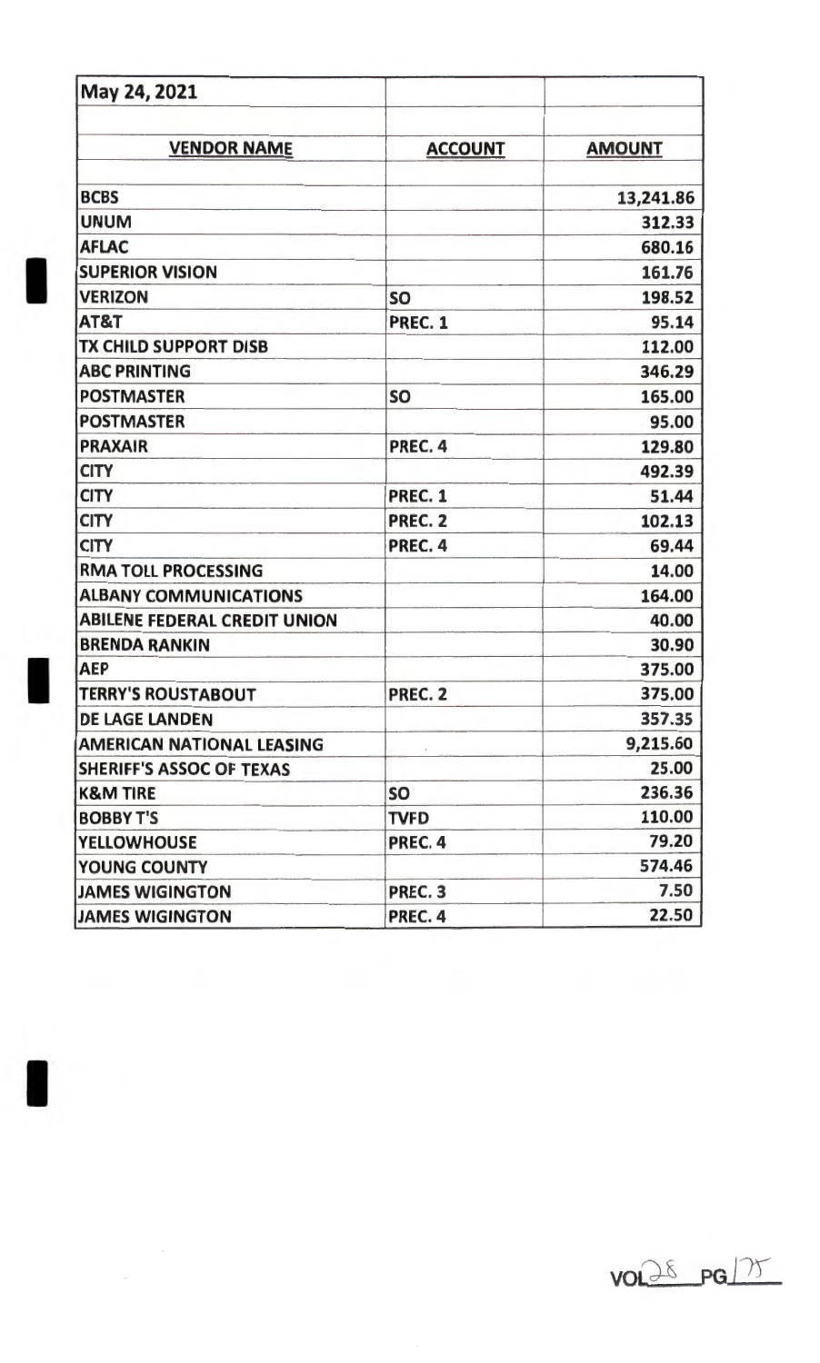| May 24, 2021 | | |
|---|---|---|
| **VENDOR NAME** | **ACCOUNT** | **AMOUNT** |
| **BCBS** | | **13,241.86** |
| **UNUM** | | **312.33** |
| **AFLAC** | | **680.16** |
| **SUPERIOR VISION** | | **161.76** |
| **VERIZON** | **SO** | **198.52** |
| **AT&T** | **PREC. 1** | **95.14** |
| **TX CHILD SUPPORT DISB** | | **112.00** |
| **ABC PRINTING** | | **346.29** |
| **POSTMASTER** | **SO** | **165.00** |
| **POSTMASTER** | | **95.00** |
| **PRAXAIR** | **PREC. 4** | **129.80** |
| **CITY** | | **492.39** |
| **CITY** | **PREC. 1** | **51.44** |
| **CITY** | **PREC. 2** | **102.13** |
| **CITY** | **PREC. 4** | **69.44** |
| **RMA TOLL PROCESSING** | | **14.00** |
| **ALBANY COMMUNICATIONS** | | **164.00** |
| **ABILENE FEDERAL CREDIT UNION** | | **40.00** |
| **BRENDA RANKIN** | | **30.90** |
| **AEP** | | **375.00** |
| **TERRY'S ROUSTABOUT** | **PREC. 2** | **375.00** |
| **DE LAGE LANDEN** | | **357.35** |
| **AMERICAN NATIONAL LEASING** | | **9,215.60** |
| **SHERIFF'S ASSOC OF TEXAS** | | **25.00** |
| **K&M TIRE** | **SO** | **236.36** |
| **BOBBY T'S** | **TVFD** | **110.00** |
| **YELLOWHOUSE** | **PREC. 4** | **79.20** |
| **YOUNG COUNTY** | | **574.46** |
| **JAMES WIGINGTON** | **PREC. 3** | **7.50** |
| **JAMES WIGINGTON** | **PREC. 4** | **22.50** |

VOL 28 PG 175